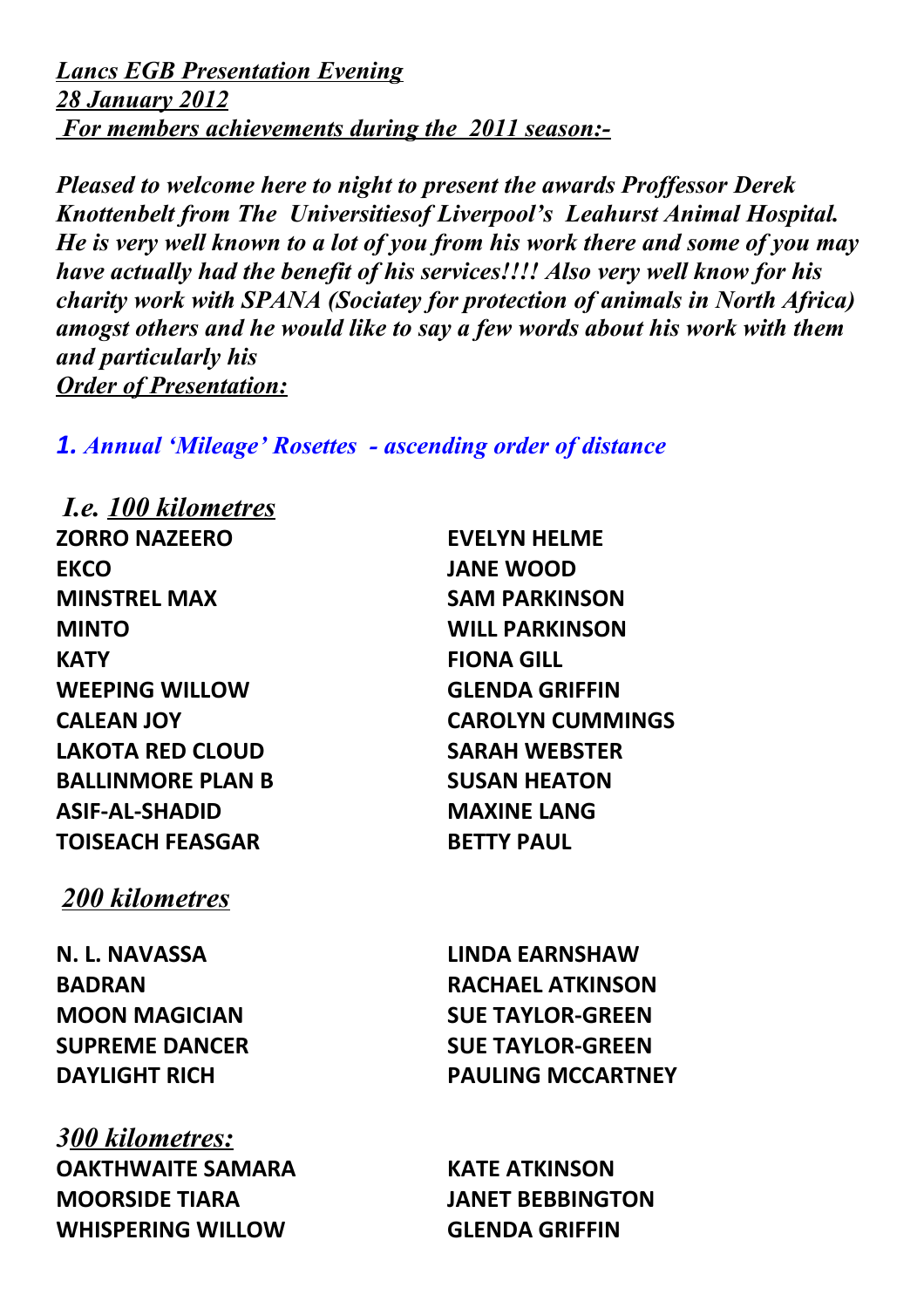***<u>Lancs EGB Presentation Evening</u>***
***<u>28 January 2012</u>***
***<u>For members achievements during the 2011 season:-</u>***

***Pleased to welcome here to night to present the awards Proffessor Derek Knottenbelt from The Universitiesof Liverpool's Leahurst Animal Hospital. He is very well known to a lot of you from his work there and some of you may have actually had the benefit of his services!!!! Also very well know for his charity work with SPANA (Sociatey for protection of animals in North Africa) amogst others and he would like to say a few words about his work with them and particularly his***

***<u>Order of Presentation:</u>***

***1. Annual 'Mileage' Rosettes - ascending order of distance***

***I.e. <u>100 kilometres</u>***

| | |
|---|---|
| **ZORRO NAZEERO** | **EVELYN HELME** |
| **EKCO** | **JANE WOOD** |
| **MINSTREL MAX** | **SAM PARKINSON** |
| **MINTO** | **WILL PARKINSON** |
| **KATY** | **FIONA GILL** |
| **WEEPING WILLOW** | **GLENDA GRIFFIN** |
| **CALEAN JOY** | **CAROLYN CUMMINGS** |
| **LAKOTA RED CLOUD** | **SARAH WEBSTER** |
| **BALLINMORE PLAN B** | **SUSAN HEATON** |
| **ASIF-AL-SHADID** | **MAXINE LANG** |
| **TOISEACH FEASGAR** | **BETTY PAUL** |

***<u>200 kilometres</u>***

| | |
|---|---|
| **N. L. NAVASSA** | **LINDA EARNSHAW** |
| **BADRAN** | **RACHAEL ATKINSON** |
| **MOON MAGICIAN** | **SUE TAYLOR-GREEN** |
| **SUPREME DANCER** | **SUE TAYLOR-GREEN** |
| **DAYLIGHT RICH** | **PAULING MCCARTNEY** |

***<u>300 kilometres:</u>***

| | |
|---|---|
| **OAKTHWAITE SAMARA** | **KATE ATKINSON** |
| **MOORSIDE TIARA** | **JANET BEBBINGTON** |
| **WHISPERING WILLOW** | **GLENDA GRIFFIN** |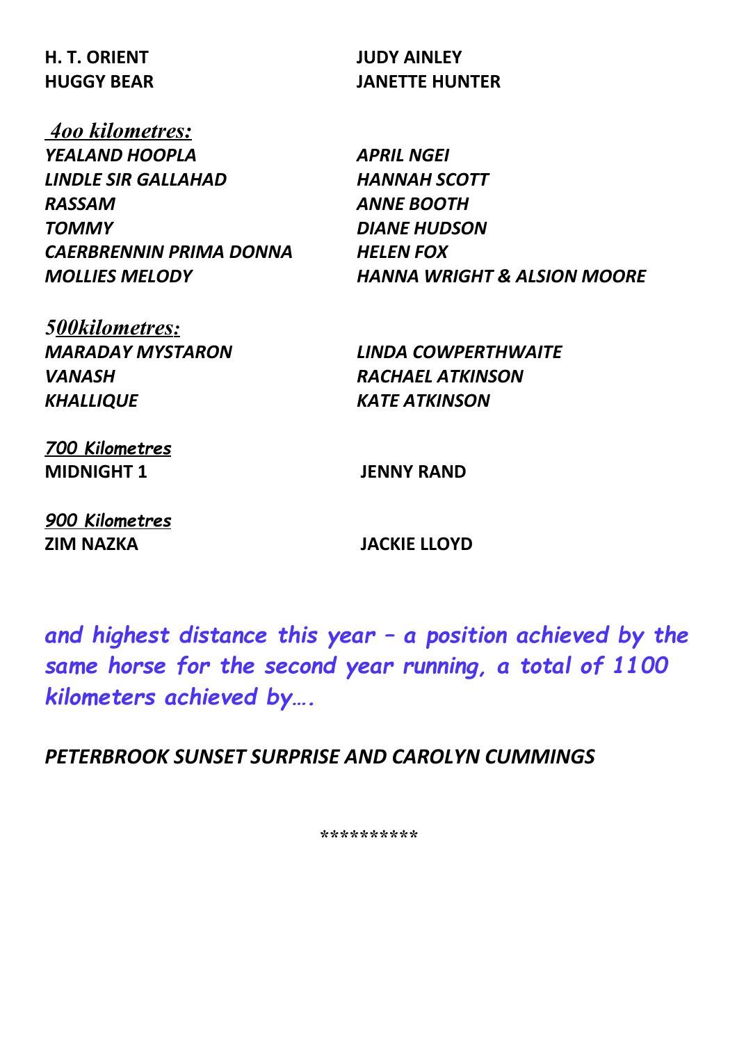| | |
|---|---|
| **H. T. ORIENT** | **JUDY AINLEY** |
| **HUGGY BEAR** | **JANETTE HUNTER** |

***4oo kilometres:***

| | |
|---|---|
| ***YEALAND HOOPLA*** | ***APRIL NGEI*** |
| ***LINDLE SIR GALLAHAD*** | ***HANNAH SCOTT*** |
| ***RASSAM*** | ***ANNE BOOTH*** |
| ***TOMMY*** | ***DIANE HUDSON*** |
| ***CAERBRENNIN PRIMA DONNA*** | ***HELEN FOX*** |
| ***MOLLIES MELODY*** | ***HANNA WRIGHT & ALSION MOORE*** |

***500kilometres:***

| | |
|---|---|
| ***MARADAY MYSTARON*** | ***LINDA COWPERTHWAITE*** |
| ***VANASH*** | ***RACHAEL ATKINSON*** |
| ***KHALLIQUE*** | ***KATE ATKINSON*** |

***700 Kilometres***

| | |
|---|---|
| **MIDNIGHT 1** | **JENNY RAND** |

***900 Kilometres***

| | |
|---|---|
| **ZIM NAZKA** | **JACKIE LLOYD** |

***and highest distance this year – a position achieved by the same horse for the second year running, a total of 1100 kilometers achieved by….***

***PETERBROOK SUNSET SURPRISE AND CAROLYN CUMMINGS***

**********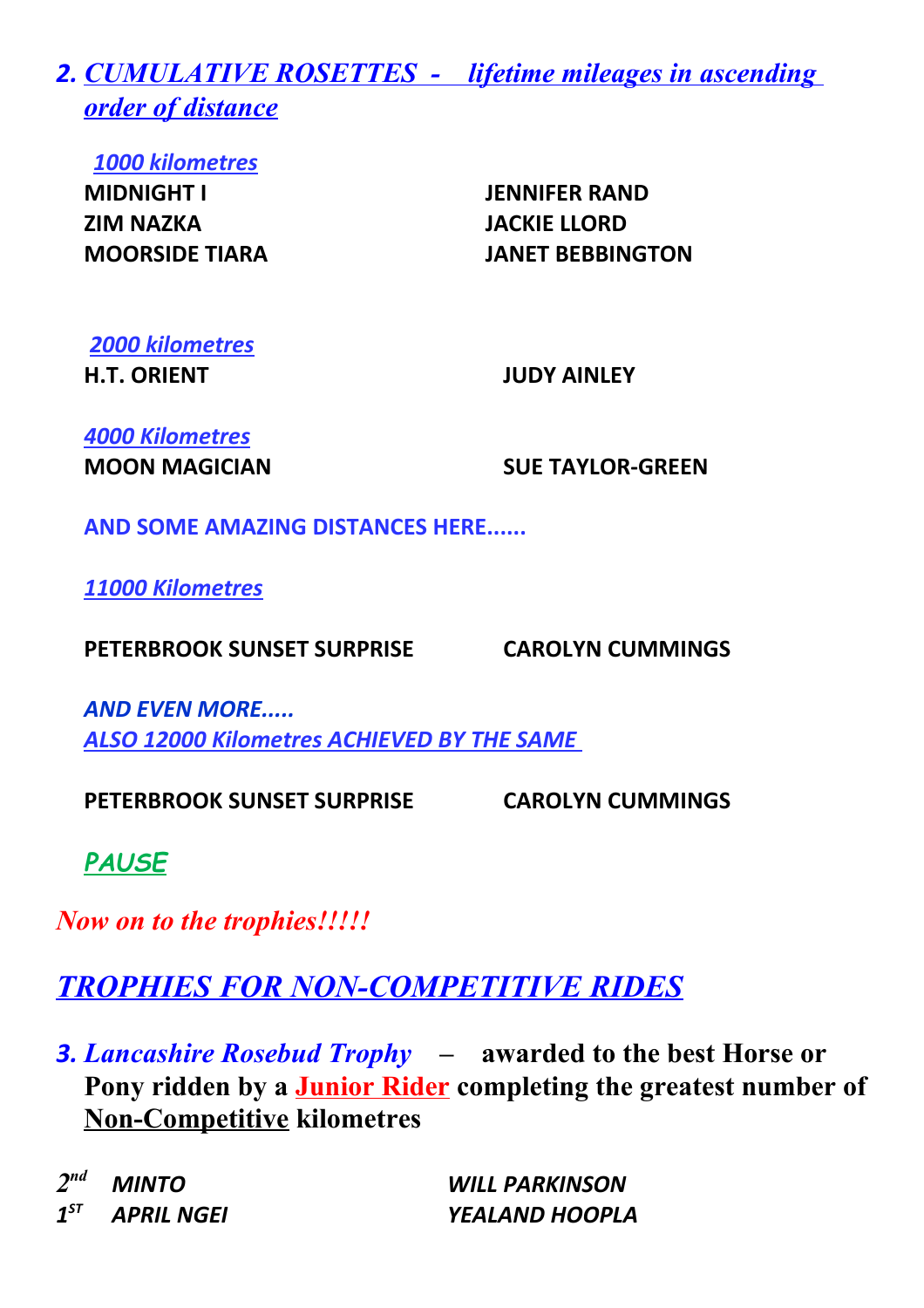## 2. *CUMULATIVE ROSETTES - lifetime mileages in ascending order of distance*

*1000 kilometres*

| | |
|---|---|
| **MIDNIGHT I** | **JENNIFER RAND** |
| **ZIM NAZKA** | **JACKIE LLORD** |
| **MOORSIDE TIARA** | **JANET BEBBINGTON** |

*2000 kilometres*

| | |
|---|---|
| **H.T. ORIENT** | **JUDY AINLEY** |

*4000 Kilometres*

| | |
|---|---|
| **MOON MAGICIAN** | **SUE TAYLOR-GREEN** |

**AND SOME AMAZING DISTANCES HERE......**

*11000 Kilometres*

| | |
|---|---|
| **PETERBROOK SUNSET SURPRISE** | **CAROLYN CUMMINGS** |

***AND EVEN MORE.....***
*ALSO 12000 Kilometres ACHIEVED BY THE SAME*

| | |
|---|---|
| **PETERBROOK SUNSET SURPRISE** | **CAROLYN CUMMINGS** |

***PAUSE***

***Now on to the trophies!!!!!***

## *TROPHIES FOR NON-COMPETITIVE RIDES*

### 3. *Lancashire Rosebud Trophy* – awarded to the best Horse or Pony ridden by a Junior Rider completing the greatest number of Non-Competitive kilometres

| | | |
|---|---|---|
| *2nd* | *MINTO* | *WILL PARKINSON* |
| *1ST* | *APRIL NGEI* | *YEALAND HOOPLA* |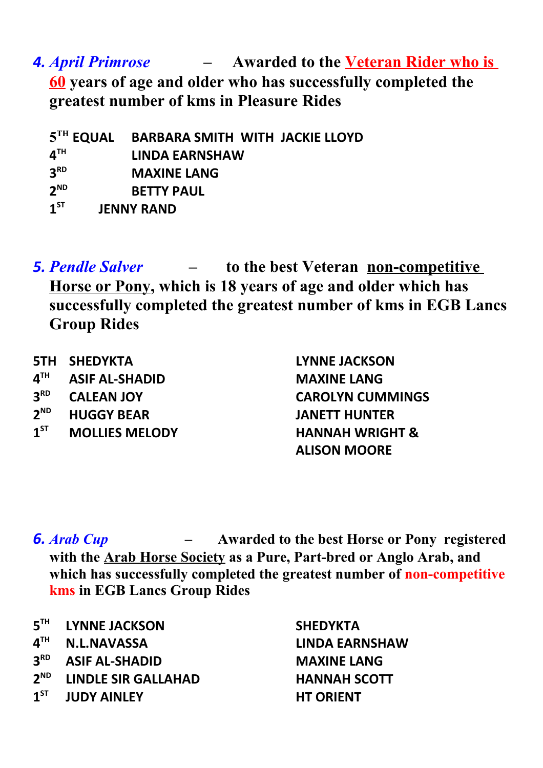**4. *April Primrose*** – **Awarded to the Veteran Rider who is 60 years of age and older who has successfully completed the greatest number of kms in Pleasure Rides**

| | |
|---|---|
| 5TH EQUAL | BARBARA SMITH WITH JACKIE LLOYD |
| 4TH | LINDA EARNSHAW |
| 3RD | MAXINE LANG |
| 2ND | BETTY PAUL |
| 1ST | JENNY RAND |

**5. *Pendle Salver*** – **to the best Veteran non-competitive Horse or Pony, which is 18 years of age and older which has successfully completed the greatest number of kms in EGB Lancs Group Rides**

| | | |
|---|---|---|
| 5TH | SHEDYKTA | LYNNE JACKSON |
| 4TH | ASIF AL-SHADID | MAXINE LANG |
| 3RD | CALEAN JOY | CAROLYN CUMMINGS |
| 2ND | HUGGY BEAR | JANETT HUNTER |
| 1ST | MOLLIES MELODY | HANNAH WRIGHT & ALISON MOORE |

**6. *Arab Cup*** – **Awarded to the best Horse or Pony registered with the Arab Horse Society as a Pure, Part-bred or Anglo Arab, and which has successfully completed the greatest number of non-competitive kms in EGB Lancs Group Rides**

| | | |
|---|---|---|
| 5TH | LYNNE JACKSON | SHEDYKTA |
| 4TH | N.L.NAVASSA | LINDA EARNSHAW |
| 3RD | ASIF AL-SHADID | MAXINE LANG |
| 2ND | LINDLE SIR GALLAHAD | HANNAH SCOTT |
| 1ST | JUDY AINLEY | HT ORIENT |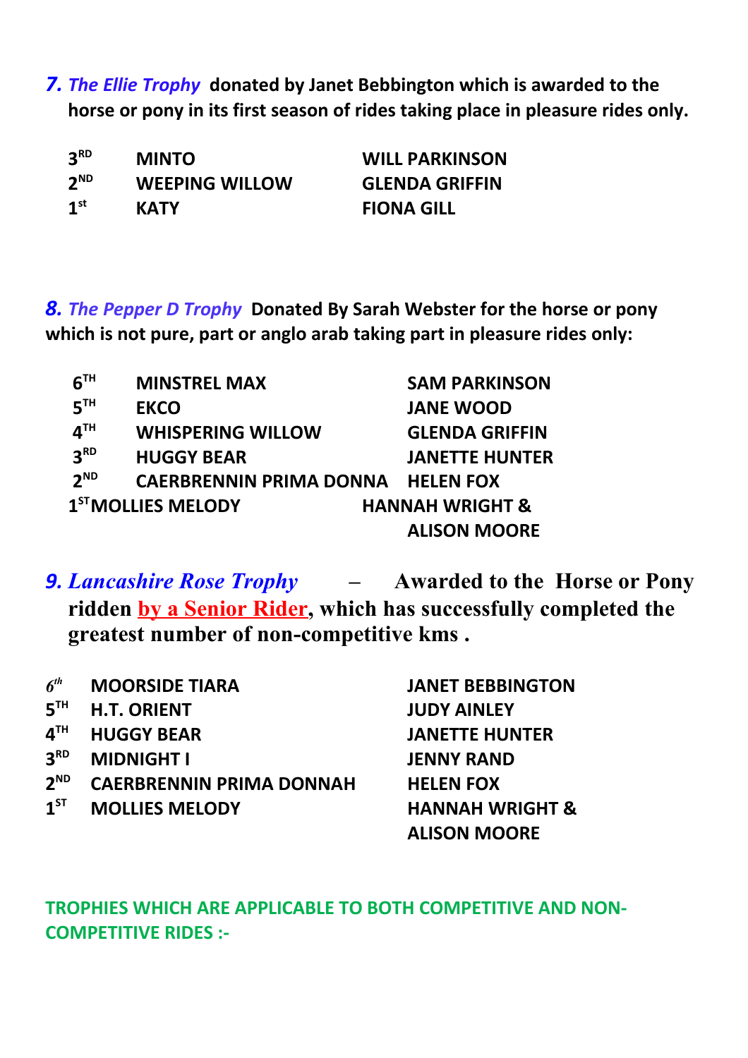**7.** ***The Ellie Trophy*** **donated by Janet Bebbington which is awarded to the horse or pony in its first season of rides taking place in pleasure rides only.**

| | | |
|---|---|---|
| 3RD | MINTO | WILL PARKINSON |
| 2ND | WEEPING WILLOW | GLENDA GRIFFIN |
| 1st | KATY | FIONA GILL |

**8.** ***The Pepper D Trophy*** **Donated By Sarah Webster for the horse or pony which is not pure, part or anglo arab taking part in pleasure rides only:**

| | | |
|---|---|---|
| 6TH | MINSTREL MAX | SAM PARKINSON |
| 5TH | EKCO | JANE WOOD |
| 4TH | WHISPERING WILLOW | GLENDA GRIFFIN |
| 3RD | HUGGY BEAR | JANETTE HUNTER |
| 2ND | CAERBRENNIN PRIMA DONNA | HELEN FOX |
| 1ST | MOLLIES MELODY | HANNAH WRIGHT & ALISON MOORE |

**9.** ***Lancashire Rose Trophy*** **– Awarded to the Horse or Pony ridden by a Senior Rider, which has successfully completed the greatest number of non-competitive kms .**

| | | |
|---|---|---|
| 6th | MOORSIDE TIARA | JANET BEBBINGTON |
| 5TH | H.T. ORIENT | JUDY AINLEY |
| 4TH | HUGGY BEAR | JANETTE HUNTER |
| 3RD | MIDNIGHT I | JENNY RAND |
| 2ND | CAERBRENNIN PRIMA DONNAH | HELEN FOX |
| 1ST | MOLLIES MELODY | HANNAH WRIGHT & ALISON MOORE |

**TROPHIES WHICH ARE APPLICABLE TO BOTH COMPETITIVE AND NON-COMPETITIVE RIDES :-**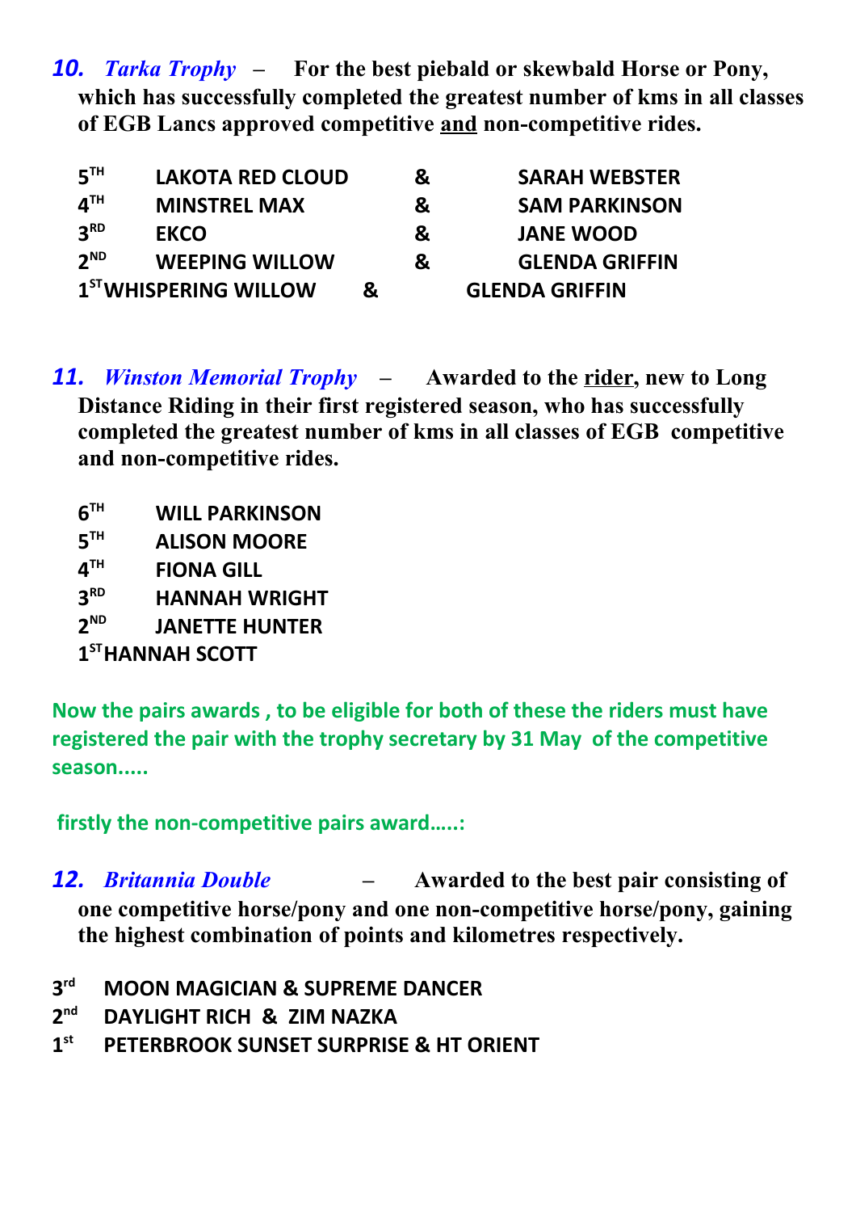**10. *Tarka Trophy*** – **For the best piebald or skewbald Horse or Pony, which has successfully completed the greatest number of kms in all classes of EGB Lancs approved competitive <u>and</u> non-competitive rides.**

| | | | |
|---|---|---|---|
| 5TH | LAKOTA RED CLOUD | & | SARAH WEBSTER |
| 4TH | MINSTREL MAX | & | SAM PARKINSON |
| 3RD | EKCO | & | JANE WOOD |
| 2ND | WEEPING WILLOW | & | GLENDA GRIFFIN |
| 1ST | WHISPERING WILLOW | & | GLENDA GRIFFIN |

**11. *Winston Memorial Trophy*** – **Awarded to the <u>rider</u>, new to Long Distance Riding in their first registered season, who has successfully completed the greatest number of kms in all classes of EGB competitive and non-competitive rides.**

- 6TH WILL PARKINSON
- 5TH ALISON MOORE
- 4TH FIONA GILL
- 3RD HANNAH WRIGHT
- 2ND JANETTE HUNTER
- 1ST HANNAH SCOTT

Now the pairs awards , to be eligible for both of these the riders must have registered the pair with the trophy secretary by 31 May of the competitive season.....

firstly the non-competitive pairs award…..:

**12. *Britannia Double*** – **Awarded to the best pair consisting of one competitive horse/pony and one non-competitive horse/pony, gaining the highest combination of points and kilometres respectively.**

- 3rd MOON MAGICIAN & SUPREME DANCER
- 2nd DAYLIGHT RICH & ZIM NAZKA
- 1st PETERBROOK SUNSET SURPRISE & HT ORIENT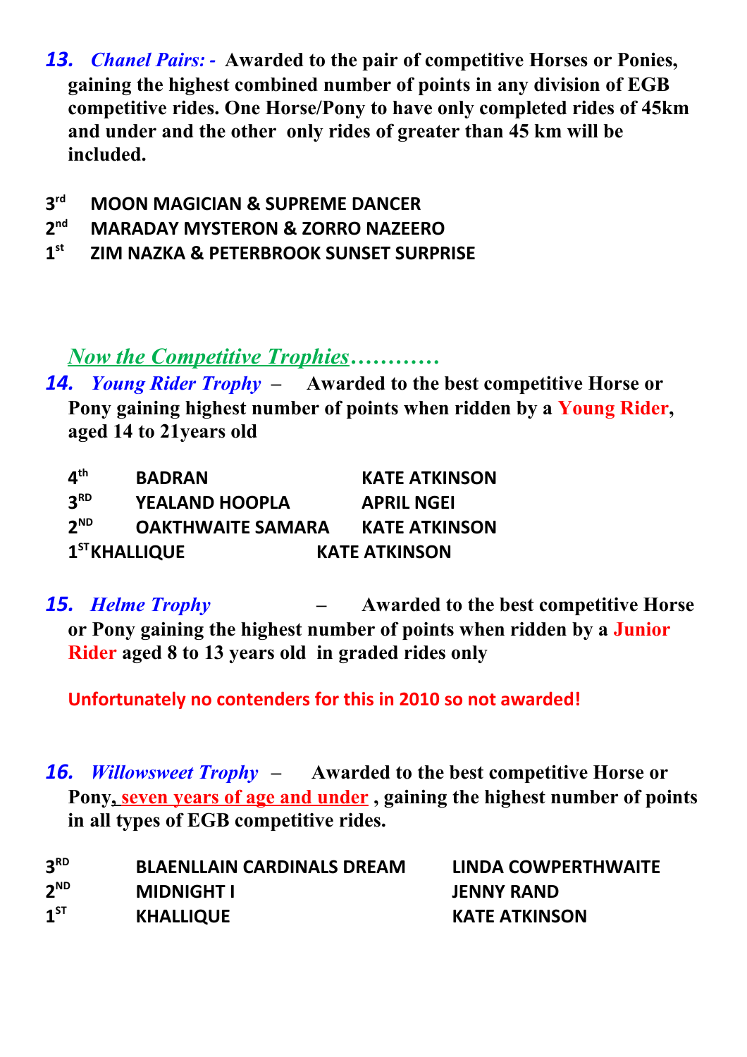**13. *Chanel Pairs: -*** **Awarded to the pair of competitive Horses or Ponies, gaining the highest combined number of points in any division of EGB competitive rides. One Horse/Pony to have only completed rides of 45km and under and the other only rides of greater than 45 km will be included.**

| | |
|---|---|
| 3rd | MOON MAGICIAN & SUPREME DANCER |
| 2nd | MARADAY MYSTERON & ZORRO NAZEERO |
| 1st | ZIM NAZKA & PETERBROOK SUNSET SURPRISE |

*Now the Competitive Trophies…………*

**14. *Young Rider Trophy* – Awarded to the best competitive Horse or Pony gaining highest number of points when ridden by a Young Rider, aged 14 to 21years old**

| | | |
|---|---|---|
| 4th | BADRAN | KATE ATKINSON |
| 3RD | YEALAND HOOPLA | APRIL NGEI |
| 2ND | OAKTHWAITE SAMARA | KATE ATKINSON |
| 1ST | KHALLIQUE | KATE ATKINSON |

**15. *Helme Trophy* – Awarded to the best competitive Horse or Pony gaining the highest number of points when ridden by a Junior Rider aged 8 to 13 years old in graded rides only**

**Unfortunately no contenders for this in 2010 so not awarded!**

**16. *Willowsweet Trophy* – Awarded to the best competitive Horse or Pony, seven years of age and under , gaining the highest number of points in all types of EGB competitive rides.**

| | | |
|---|---|---|
| 3RD | BLAENLLAIN CARDINALS DREAM | LINDA COWPERTHWAITE |
| 2ND | MIDNIGHT I | JENNY RAND |
| 1ST | KHALLIQUE | KATE ATKINSON |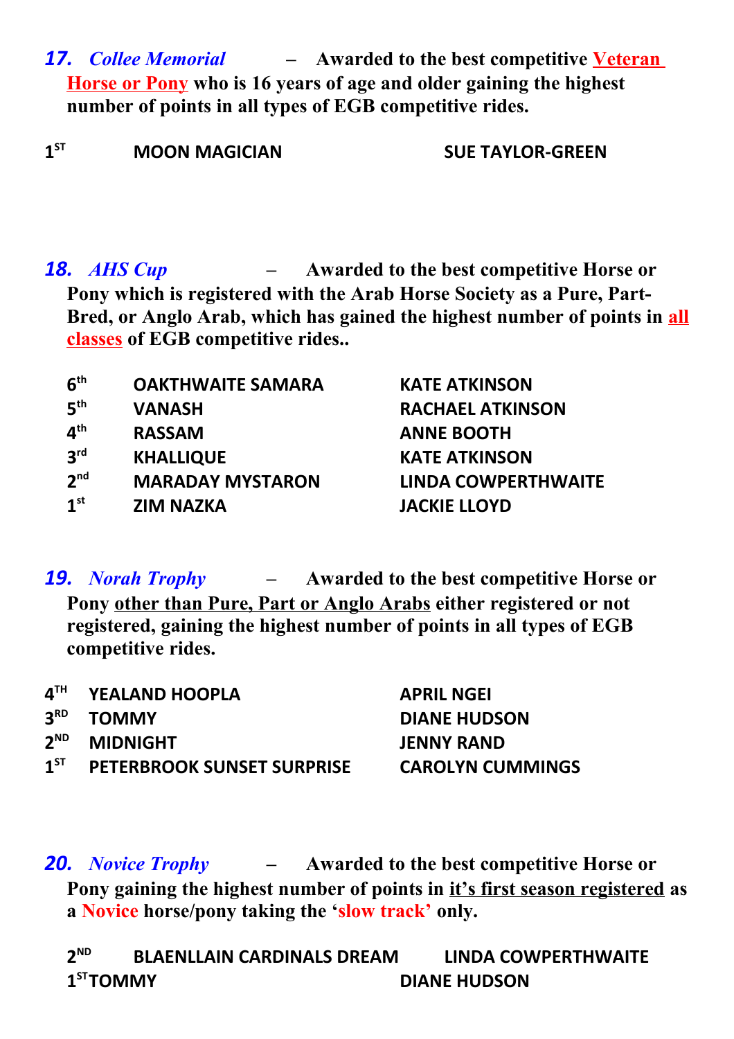**17. *Collee Memorial*** – **Awarded to the best competitive Veteran Horse or Pony who is 16 years of age and older gaining the highest number of points in all types of EGB competitive rides.**

| | | |
|---|---|---|
| 1ST | MOON MAGICIAN | SUE TAYLOR-GREEN |

**18. *AHS Cup*** – **Awarded to the best competitive Horse or Pony which is registered with the Arab Horse Society as a Pure, Part-Bred, or Anglo Arab, which has gained the highest number of points in all classes of EGB competitive rides..**

| | | |
|---|---|---|
| 6th | OAKTHWAITE SAMARA | KATE ATKINSON |
| 5th | VANASH | RACHAEL ATKINSON |
| 4th | RASSAM | ANNE BOOTH |
| 3rd | KHALLIQUE | KATE ATKINSON |
| 2nd | MARADAY MYSTARON | LINDA COWPERTHWAITE |
| 1st | ZIM NAZKA | JACKIE LLOYD |

**19. *Norah Trophy*** – **Awarded to the best competitive Horse or Pony other than Pure, Part or Anglo Arabs either registered or not registered, gaining the highest number of points in all types of EGB competitive rides.**

| | | |
|---|---|---|
| 4TH | YEALAND HOOPLA | APRIL NGEI |
| 3RD | TOMMY | DIANE HUDSON |
| 2ND | MIDNIGHT | JENNY RAND |
| 1ST | PETERBROOK SUNSET SURPRISE | CAROLYN CUMMINGS |

**20. *Novice Trophy*** – **Awarded to the best competitive Horse or Pony gaining the highest number of points in it's first season registered as a Novice horse/pony taking the 'slow track' only.**

| | | |
|---|---|---|
| 2ND | BLAENLLAIN CARDINALS DREAM | LINDA COWPERTHWAITE |
| 1ST | TOMMY | DIANE HUDSON |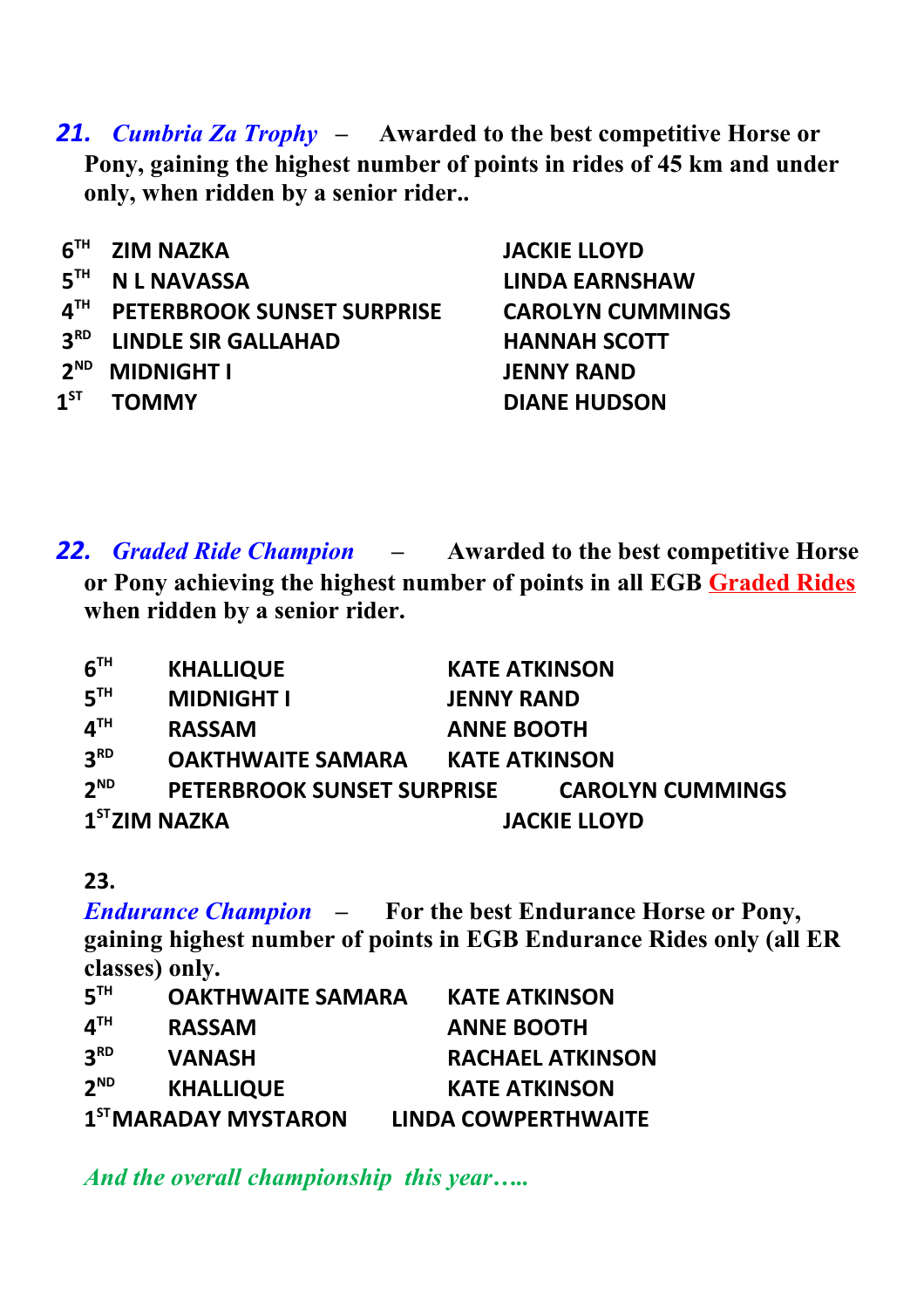**21.** ***Cumbria Za Trophy*** **– Awarded to the best competitive Horse or Pony, gaining the highest number of points in rides of 45 km and under only, when ridden by a senior rider..**

| | | |
|---|---|---|
| 6TH | ZIM NAZKA | JACKIE LLOYD |
| 5TH | N L NAVASSA | LINDA EARNSHAW |
| 4TH | PETERBROOK SUNSET SURPRISE | CAROLYN CUMMINGS |
| 3RD | LINDLE SIR GALLAHAD | HANNAH SCOTT |
| 2ND | MIDNIGHT I | JENNY RAND |
| 1ST | TOMMY | DIANE HUDSON |

**22.** ***Graded Ride Champion*** **– Awarded to the best competitive Horse or Pony achieving the highest number of points in all EGB Graded Rides when ridden by a senior rider.**

| | | |
|---|---|---|
| 6TH | KHALLIQUE | KATE ATKINSON |
| 5TH | MIDNIGHT I | JENNY RAND |
| 4TH | RASSAM | ANNE BOOTH |
| 3RD | OAKTHWAITE SAMARA | KATE ATKINSON |
| 2ND | PETERBROOK SUNSET SURPRISE | CAROLYN CUMMINGS |
| 1ST | ZIM NAZKA | JACKIE LLOYD |

**23.**

***Endurance Champion*** **– For the best Endurance Horse or Pony, gaining highest number of points in EGB Endurance Rides only (all ER classes) only.**

| | | |
|---|---|---|
| 5TH | OAKTHWAITE SAMARA | KATE ATKINSON |
| 4TH | RASSAM | ANNE BOOTH |
| 3RD | VANASH | RACHAEL ATKINSON |
| 2ND | KHALLIQUE | KATE ATKINSON |
| 1ST | MARADAY MYSTARON | LINDA COWPERTHWAITE |

*And the overall championship this year…..*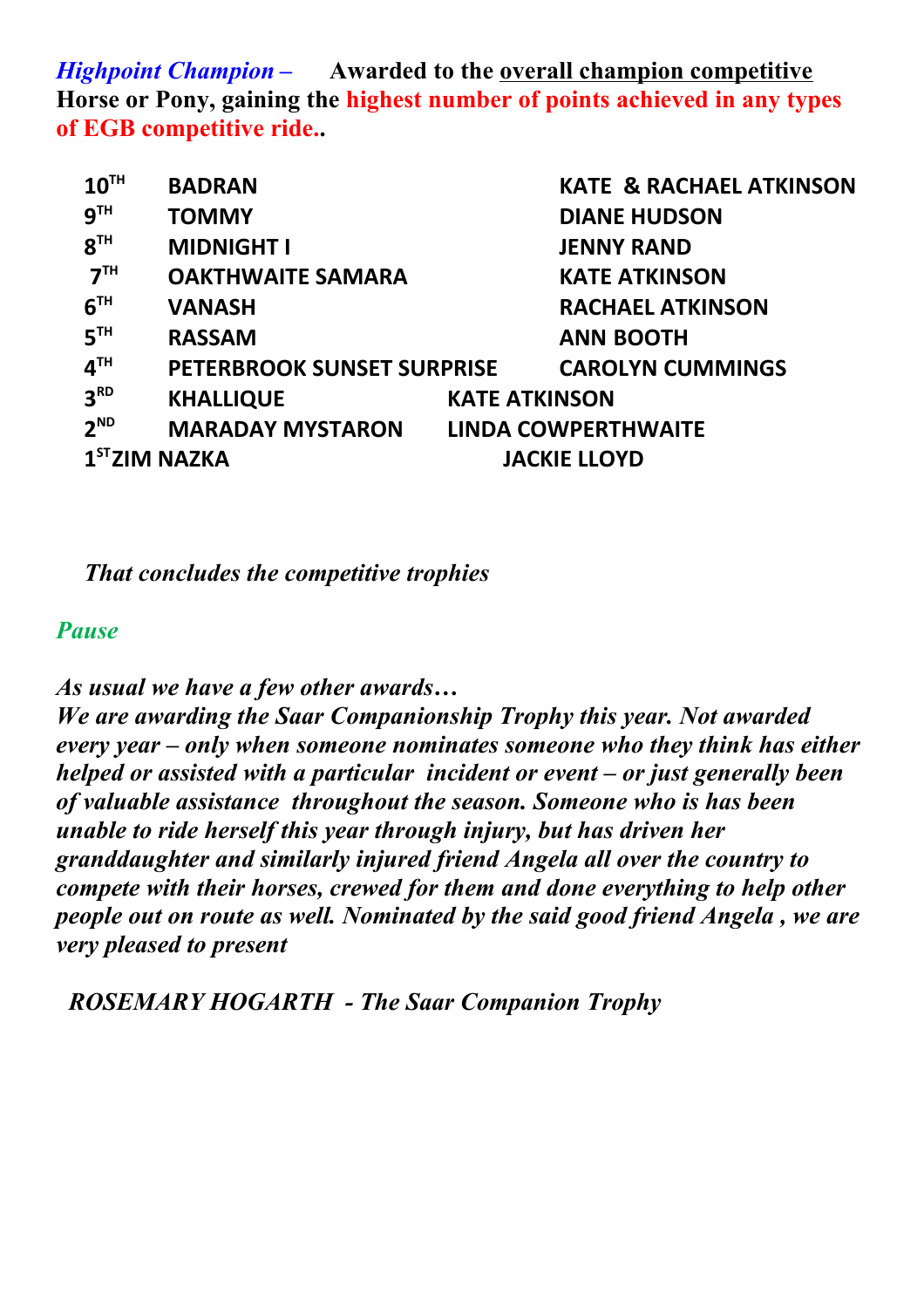***Highpoint Champion –*** **Awarded to the overall champion competitive Horse or Pony, gaining the highest number of points achieved in any types of EGB competitive ride..**

| Place | Horse | Rider |
|---|---|---|
| 10TH | BADRAN | KATE & RACHAEL ATKINSON |
| 9TH | TOMMY | DIANE HUDSON |
| 8TH | MIDNIGHT I | JENNY RAND |
| 7TH | OAKTHWAITE SAMARA | KATE ATKINSON |
| 6TH | VANASH | RACHAEL ATKINSON |
| 5TH | RASSAM | ANN BOOTH |
| 4TH | PETERBROOK SUNSET SURPRISE | CAROLYN CUMMINGS |
| 3RD | KHALLIQUE | KATE ATKINSON |
| 2ND | MARADAY MYSTARON | LINDA COWPERTHWAITE |
| 1ST | ZIM NAZKA | JACKIE LLOYD |

*That concludes the competitive trophies*

*Pause*

*As usual we have a few other awards…*

*We are awarding the Saar Companionship Trophy this year. Not awarded every year – only when someone nominates someone who they think has either helped or assisted with a particular incident or event – or just generally been of valuable assistance throughout the season. Someone who is has been unable to ride herself this year through injury, but has driven her granddaughter and similarly injured friend Angela all over the country to compete with their horses, crewed for them and done everything to help other people out on route as well. Nominated by the said good friend Angela , we are very pleased to present*

*ROSEMARY HOGARTH - The Saar Companion Trophy*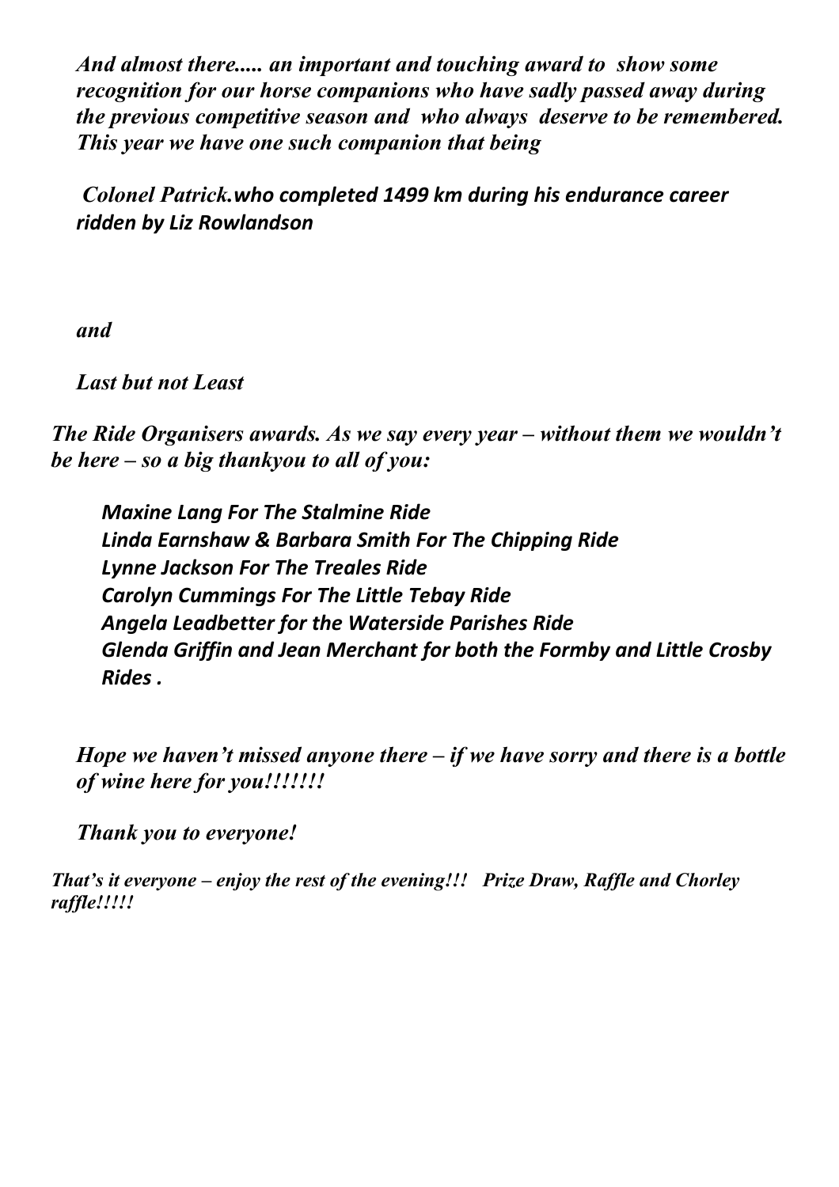***And almost there..... an important and touching award to show some recognition for our horse companions who have sadly passed away during the previous competitive season and who always deserve to be remembered. This year we have one such companion that being***

***Colonel Patrick.who completed 1499 km during his endurance career ridden by Liz Rowlandson***

***and***

***Last but not Least***

***The Ride Organisers awards. As we say every year – without them we wouldn't be here – so a big thankyou to all of you:***

***Maxine Lang For The Stalmine Ride***
***Linda Earnshaw & Barbara Smith For The Chipping Ride***
***Lynne Jackson For The Treales Ride***
***Carolyn Cummings For The Little Tebay Ride***
***Angela Leadbetter for the Waterside Parishes Ride***
***Glenda Griffin and Jean Merchant for both the Formby and Little Crosby Rides .***

***Hope we haven't missed anyone there – if we have sorry and there is a bottle of wine here for you!!!!!!!***

***Thank you to everyone!***

***That's it everyone – enjoy the rest of the evening!!! Prize Draw, Raffle and Chorley raffle!!!!!***